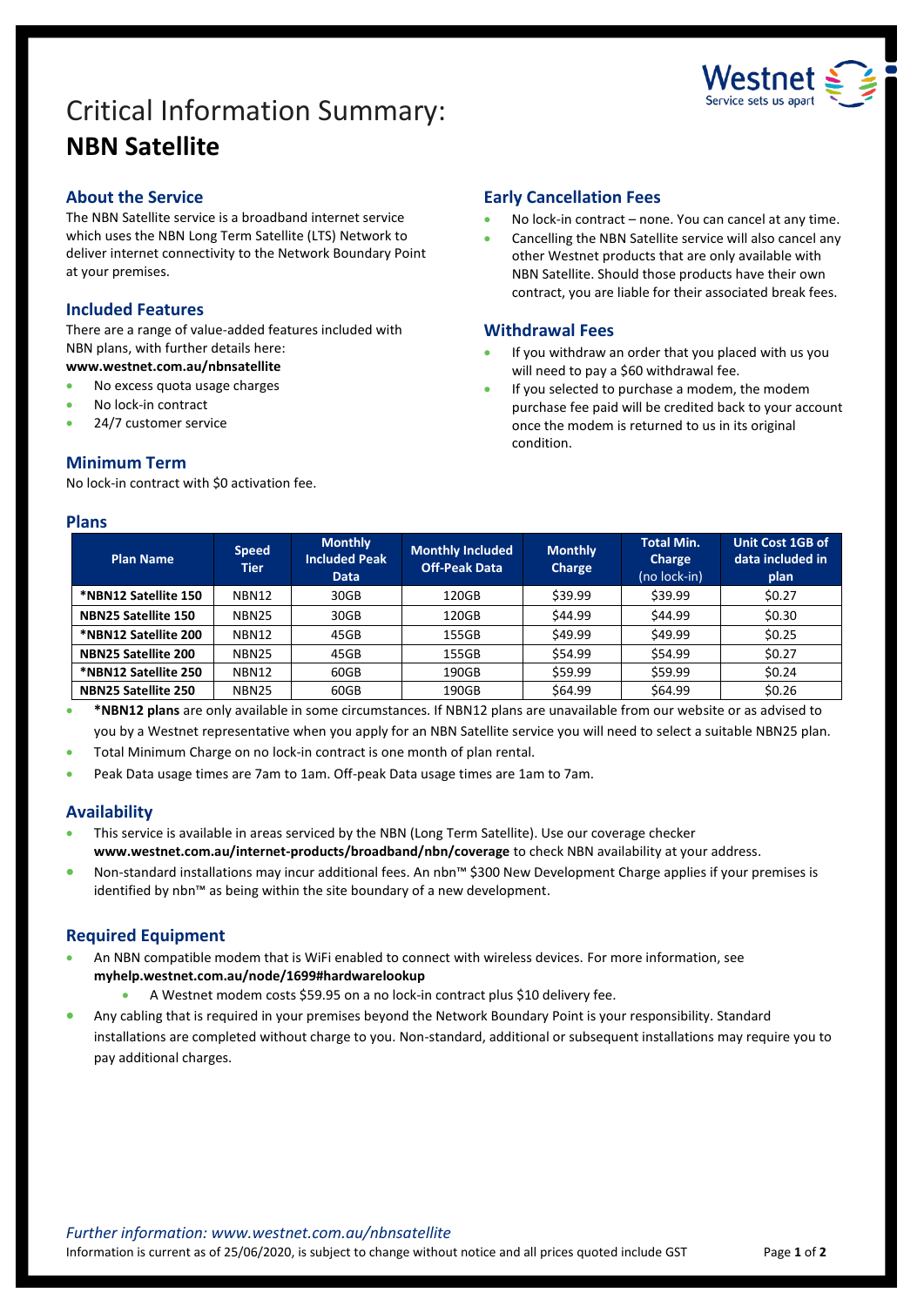# Critical Information Summary: **NBN Satellite**

## About the Service

The NBN Satellite service is a broadband internet service which uses the NBN Long Term Satellite (LTS) Network to deliver internet connectivity to the Network Boundary Point at your premises.

## Included Features

There are a range of value-added features included with NBN plans, with further details here:
**www.westnet.com.au/nbnsatellite**

- No excess quota usage charges
- No lock-in contract
- 24/7 customer service

## Minimum Term

No lock-in contract with $0 activation fee.

## Early Cancellation Fees

- No lock-in contract – none. You can cancel at any time.
- Cancelling the NBN Satellite service will also cancel any other Westnet products that are only available with NBN Satellite. Should those products have their own contract, you are liable for their associated break fees.

## Withdrawal Fees

- If you withdraw an order that you placed with us you will need to pay a $60 withdrawal fee.
- If you selected to purchase a modem, the modem purchase fee paid will be credited back to your account once the modem is returned to us in its original condition.

## Plans

| Plan Name | Speed Tier | Monthly Included Peak Data | Monthly Included Off-Peak Data | Monthly Charge | Total Min. Charge (no lock-in) | Unit Cost 1GB of data included in plan |
|---|---|---|---|---|---|---|
| ***NBN12 Satellite 150** | NBN12 | 30GB | 120GB | $39.99 | $39.99 | $0.27 |
| **NBN25 Satellite 150** | NBN25 | 30GB | 120GB | $44.99 | $44.99 | $0.30 |
| ***NBN12 Satellite 200** | NBN12 | 45GB | 155GB | $49.99 | $49.99 | $0.25 |
| **NBN25 Satellite 200** | NBN25 | 45GB | 155GB | $54.99 | $54.99 | $0.27 |
| ***NBN12 Satellite 250** | NBN12 | 60GB | 190GB | $59.99 | $59.99 | $0.24 |
| **NBN25 Satellite 250** | NBN25 | 60GB | 190GB | $64.99 | $64.99 | $0.26 |

- ***NBN12 plans** are only available in some circumstances. If NBN12 plans are unavailable from our website or as advised to you by a Westnet representative when you apply for an NBN Satellite service you will need to select a suitable NBN25 plan.
- Total Minimum Charge on no lock-in contract is one month of plan rental.
- Peak Data usage times are 7am to 1am. Off-peak Data usage times are 1am to 7am.

## Availability

- This service is available in areas serviced by the NBN (Long Term Satellite). Use our coverage checker **www.westnet.com.au/internet-products/broadband/nbn/coverage** to check NBN availability at your address.
- Non-standard installations may incur additional fees. An nbn™ $300 New Development Charge applies if your premises is identified by nbn™ as being within the site boundary of a new development.

## Required Equipment

- An NBN compatible modem that is WiFi enabled to connect with wireless devices. For more information, see **myhelp.westnet.com.au/node/1699#hardwarelookup**
  - A Westnet modem costs $59.95 on a no lock-in contract plus $10 delivery fee.
- Any cabling that is required in your premises beyond the Network Boundary Point is your responsibility. Standard installations are completed without charge to you. Non-standard, additional or subsequent installations may require you to pay additional charges.

*Further information: www.westnet.com.au/nbnsatellite*

Information is current as of 25/06/2020, is subject to change without notice and all prices quoted include GST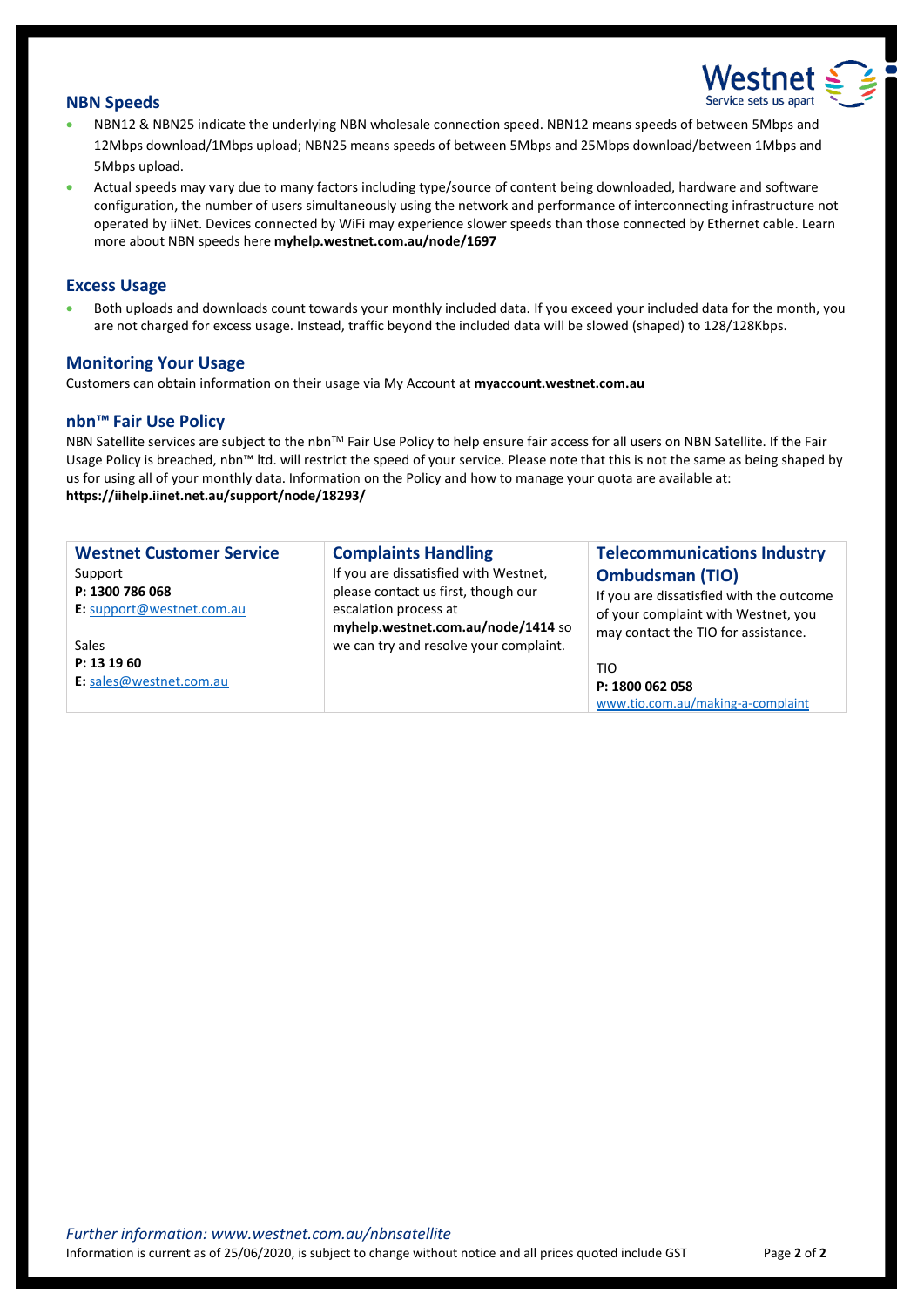## NBN Speeds

- NBN12 & NBN25 indicate the underlying NBN wholesale connection speed. NBN12 means speeds of between 5Mbps and 12Mbps download/1Mbps upload; NBN25 means speeds of between 5Mbps and 25Mbps download/between 1Mbps and 5Mbps upload.
- Actual speeds may vary due to many factors including type/source of content being downloaded, hardware and software configuration, the number of users simultaneously using the network and performance of interconnecting infrastructure not operated by iiNet. Devices connected by WiFi may experience slower speeds than those connected by Ethernet cable. Learn more about NBN speeds here **myhelp.westnet.com.au/node/1697**

## Excess Usage

- Both uploads and downloads count towards your monthly included data. If you exceed your included data for the month, you are not charged for excess usage. Instead, traffic beyond the included data will be slowed (shaped) to 128/128Kbps.

## Monitoring Your Usage

Customers can obtain information on their usage via My Account at **myaccount.westnet.com.au**

## nbn™ Fair Use Policy

NBN Satellite services are subject to the nbn™ Fair Use Policy to help ensure fair access for all users on NBN Satellite. If the Fair Usage Policy is breached, nbn™ ltd. will restrict the speed of your service. Please note that this is not the same as being shaped by us for using all of your monthly data. Information on the Policy and how to manage your quota are available at: **https://iihelp.iinet.net.au/support/node/18293/**

| Westnet Customer Service | Complaints Handling | Telecommunications Industry Ombudsman (TIO) |
|---|---|---|
| Support<br>**P: 1300 786 068**<br>**E:** support@westnet.com.au<br><br>Sales<br>**P: 13 19 60**<br>**E:** sales@westnet.com.au | If you are dissatisfied with Westnet, please contact us first, though our escalation process at **myhelp.westnet.com.au/node/1414** so we can try and resolve your complaint. | If you are dissatisfied with the outcome of your complaint with Westnet, you may contact the TIO for assistance.<br><br>TIO<br>**P: 1800 062 058**<br>www.tio.com.au/making-a-complaint |

*Further information: www.westnet.com.au/nbnsatellite*

Information is current as of 25/06/2020, is subject to change without notice and all prices quoted include GST